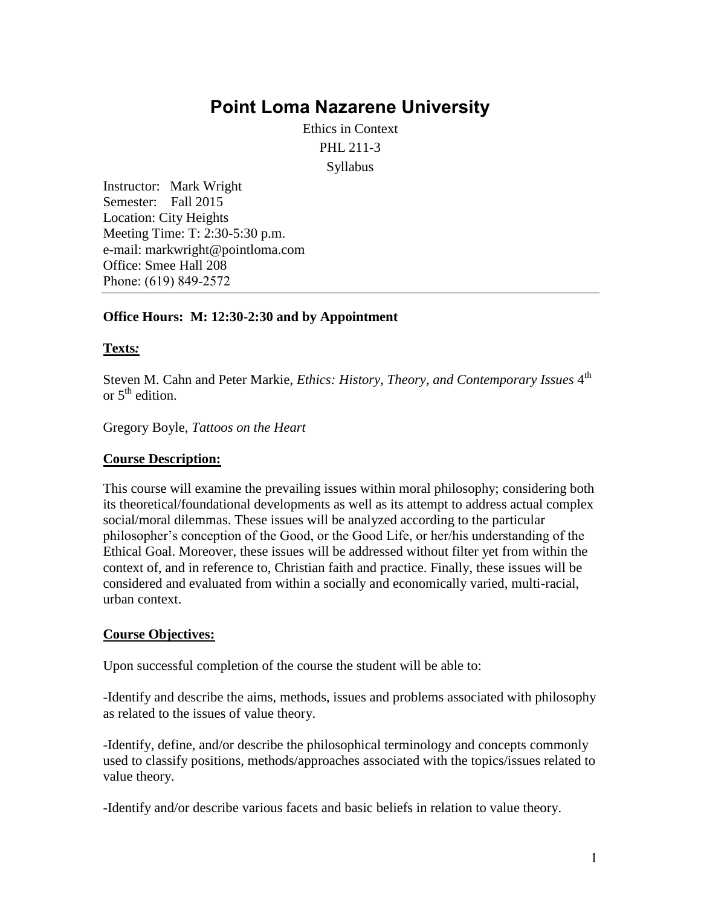# Point Loma Nazarene University

Ethics in Context
PHL 211-3
Syllabus

Instructor: Mark Wright
Semester: Fall 2015
Location: City Heights
Meeting Time: T: 2:30-5:30 p.m.
e-mail: markwright@pointloma.com
Office: Smee Hall 208
Phone: (619) 849-2572

---

**Office Hours: M: 12:30-2:30 and by Appointment**

**Texts:**

Steven M. Cahn and Peter Markie, *Ethics: History, Theory, and Contemporary Issues* 4th or 5th edition.

Gregory Boyle, *Tattoos on the Heart*

**Course Description:**

This course will examine the prevailing issues within moral philosophy; considering both its theoretical/foundational developments as well as its attempt to address actual complex social/moral dilemmas. These issues will be analyzed according to the particular philosopher's conception of the Good, or the Good Life, or her/his understanding of the Ethical Goal. Moreover, these issues will be addressed without filter yet from within the context of, and in reference to, Christian faith and practice. Finally, these issues will be considered and evaluated from within a socially and economically varied, multi-racial, urban context.

**Course Objectives:**

Upon successful completion of the course the student will be able to:

-Identify and describe the aims, methods, issues and problems associated with philosophy as related to the issues of value theory.

-Identify, define, and/or describe the philosophical terminology and concepts commonly used to classify positions, methods/approaches associated with the topics/issues related to value theory.

-Identify and/or describe various facets and basic beliefs in relation to value theory.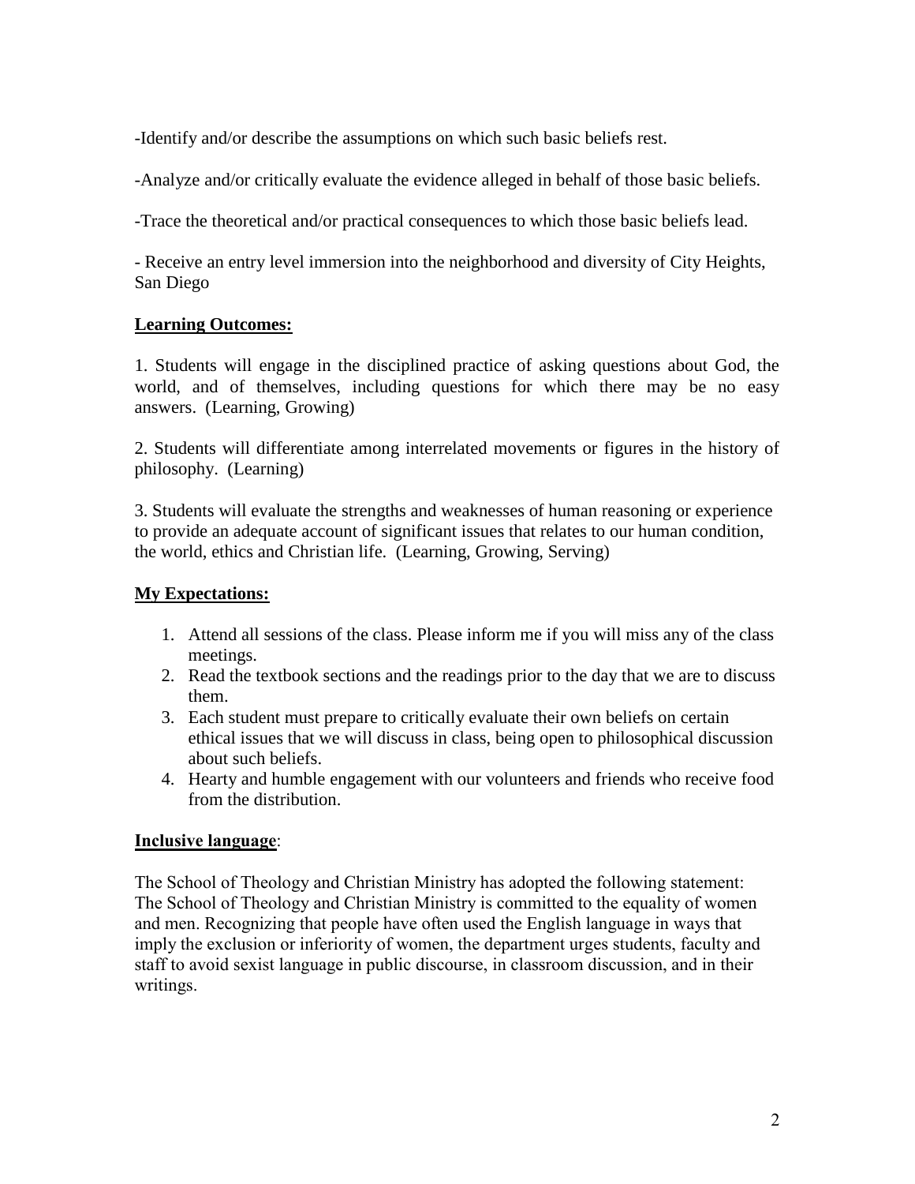-Identify and/or describe the assumptions on which such basic beliefs rest.

-Analyze and/or critically evaluate the evidence alleged in behalf of those basic beliefs.

-Trace the theoretical and/or practical consequences to which those basic beliefs lead.

- Receive an entry level immersion into the neighborhood and diversity of City Heights, San Diego

**Learning Outcomes:**

1. Students will engage in the disciplined practice of asking questions about God, the world, and of themselves, including questions for which there may be no easy answers. (Learning, Growing)

2. Students will differentiate among interrelated movements or figures in the history of philosophy. (Learning)

3. Students will evaluate the strengths and weaknesses of human reasoning or experience to provide an adequate account of significant issues that relates to our human condition, the world, ethics and Christian life. (Learning, Growing, Serving)

**My Expectations:**

1. Attend all sessions of the class. Please inform me if you will miss any of the class meetings.
2. Read the textbook sections and the readings prior to the day that we are to discuss them.
3. Each student must prepare to critically evaluate their own beliefs on certain ethical issues that we will discuss in class, being open to philosophical discussion about such beliefs.
4. Hearty and humble engagement with our volunteers and friends who receive food from the distribution.

**Inclusive language**:

The School of Theology and Christian Ministry has adopted the following statement: The School of Theology and Christian Ministry is committed to the equality of women and men. Recognizing that people have often used the English language in ways that imply the exclusion or inferiority of women, the department urges students, faculty and staff to avoid sexist language in public discourse, in classroom discussion, and in their writings.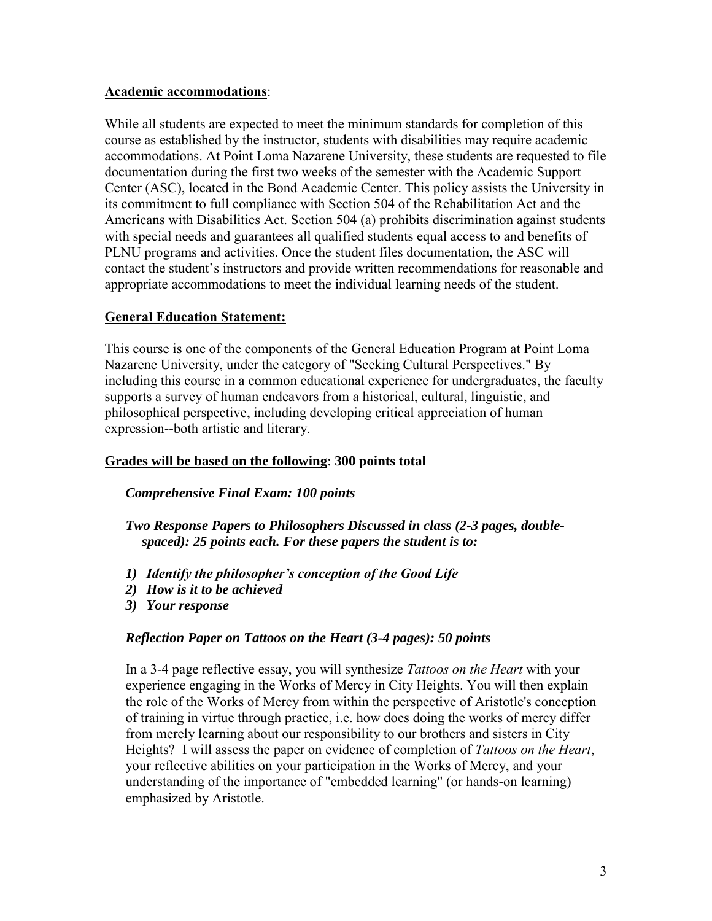**Academic accommodations**:

While all students are expected to meet the minimum standards for completion of this course as established by the instructor, students with disabilities may require academic accommodations. At Point Loma Nazarene University, these students are requested to file documentation during the first two weeks of the semester with the Academic Support Center (ASC), located in the Bond Academic Center. This policy assists the University in its commitment to full compliance with Section 504 of the Rehabilitation Act and the Americans with Disabilities Act. Section 504 (a) prohibits discrimination against students with special needs and guarantees all qualified students equal access to and benefits of PLNU programs and activities. Once the student files documentation, the ASC will contact the student's instructors and provide written recommendations for reasonable and appropriate accommodations to meet the individual learning needs of the student.

**General Education Statement:**

This course is one of the components of the General Education Program at Point Loma Nazarene University, under the category of "Seeking Cultural Perspectives." By including this course in a common educational experience for undergraduates, the faculty supports a survey of human endeavors from a historical, cultural, linguistic, and philosophical perspective, including developing critical appreciation of human expression--both artistic and literary.

**Grades will be based on the following**: **300 points total**

***Comprehensive Final Exam: 100 points***

***Two Response Papers to Philosophers Discussed in class (2-3 pages, double-spaced): 25 points each. For these papers the student is to:***

1) ***Identify the philosopher's conception of the Good Life***
2) ***How is it to be achieved***
3) ***Your response***

***Reflection Paper on Tattoos on the Heart (3-4 pages): 50 points***

In a 3-4 page reflective essay, you will synthesize *Tattoos on the Heart* with your experience engaging in the Works of Mercy in City Heights. You will then explain the role of the Works of Mercy from within the perspective of Aristotle's conception of training in virtue through practice, i.e. how does doing the works of mercy differ from merely learning about our responsibility to our brothers and sisters in City Heights? I will assess the paper on evidence of completion of *Tattoos on the Heart*, your reflective abilities on your participation in the Works of Mercy, and your understanding of the importance of "embedded learning" (or hands-on learning) emphasized by Aristotle.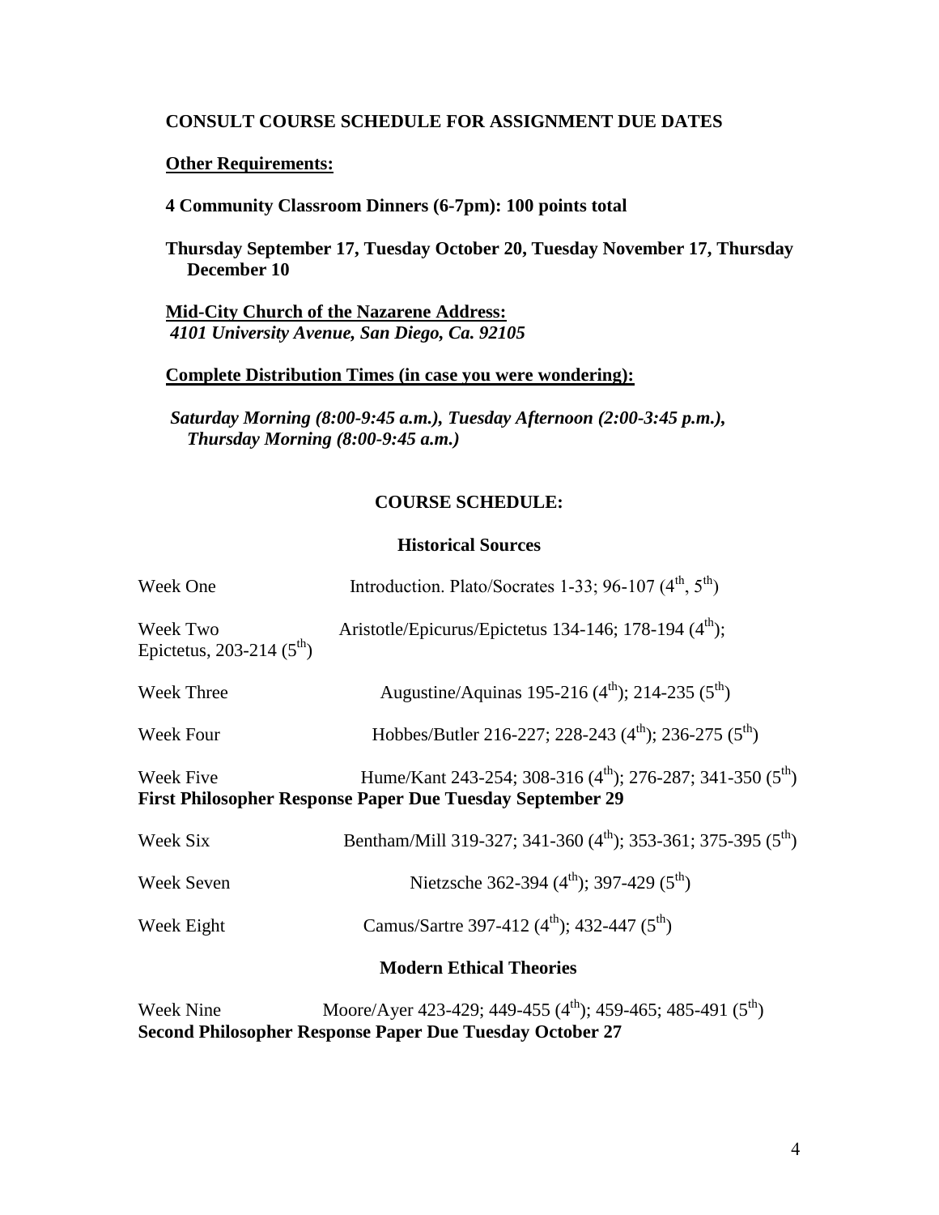**CONSULT COURSE SCHEDULE FOR ASSIGNMENT DUE DATES**

**Other Requirements:**

**4 Community Classroom Dinners (6-7pm): 100 points total**

**Thursday September 17, Tuesday October 20, Tuesday November 17, Thursday December 10**

**Mid-City Church of the Nazarene Address:**
***4101 University Avenue, San Diego, Ca. 92105***

**Complete Distribution Times (in case you were wondering):**

***Saturday Morning (8:00-9:45 a.m.), Tuesday Afternoon (2:00-3:45 p.m.), Thursday Morning (8:00-9:45 a.m.)***

## COURSE SCHEDULE:

### Historical Sources

Week One — Introduction. Plato/Socrates 1-33; 96-107 (4th, 5th)

Week Two — Aristotle/Epicurus/Epictetus 134-146; 178-194 (4th); Epictetus, 203-214 (5th)

Week Three — Augustine/Aquinas 195-216 (4th); 214-235 (5th)

Week Four — Hobbes/Butler 216-227; 228-243 (4th); 236-275 (5th)

Week Five — Hume/Kant 243-254; 308-316 (4th); 276-287; 341-350 (5th)
**First Philosopher Response Paper Due Tuesday September 29**

Week Six — Bentham/Mill 319-327; 341-360 (4th); 353-361; 375-395 (5th)

Week Seven — Nietzsche 362-394 (4th); 397-429 (5th)

Week Eight — Camus/Sartre 397-412 (4th); 432-447 (5th)

### Modern Ethical Theories

Week Nine — Moore/Ayer 423-429; 449-455 (4th); 459-465; 485-491 (5th)
**Second Philosopher Response Paper Due Tuesday October 27**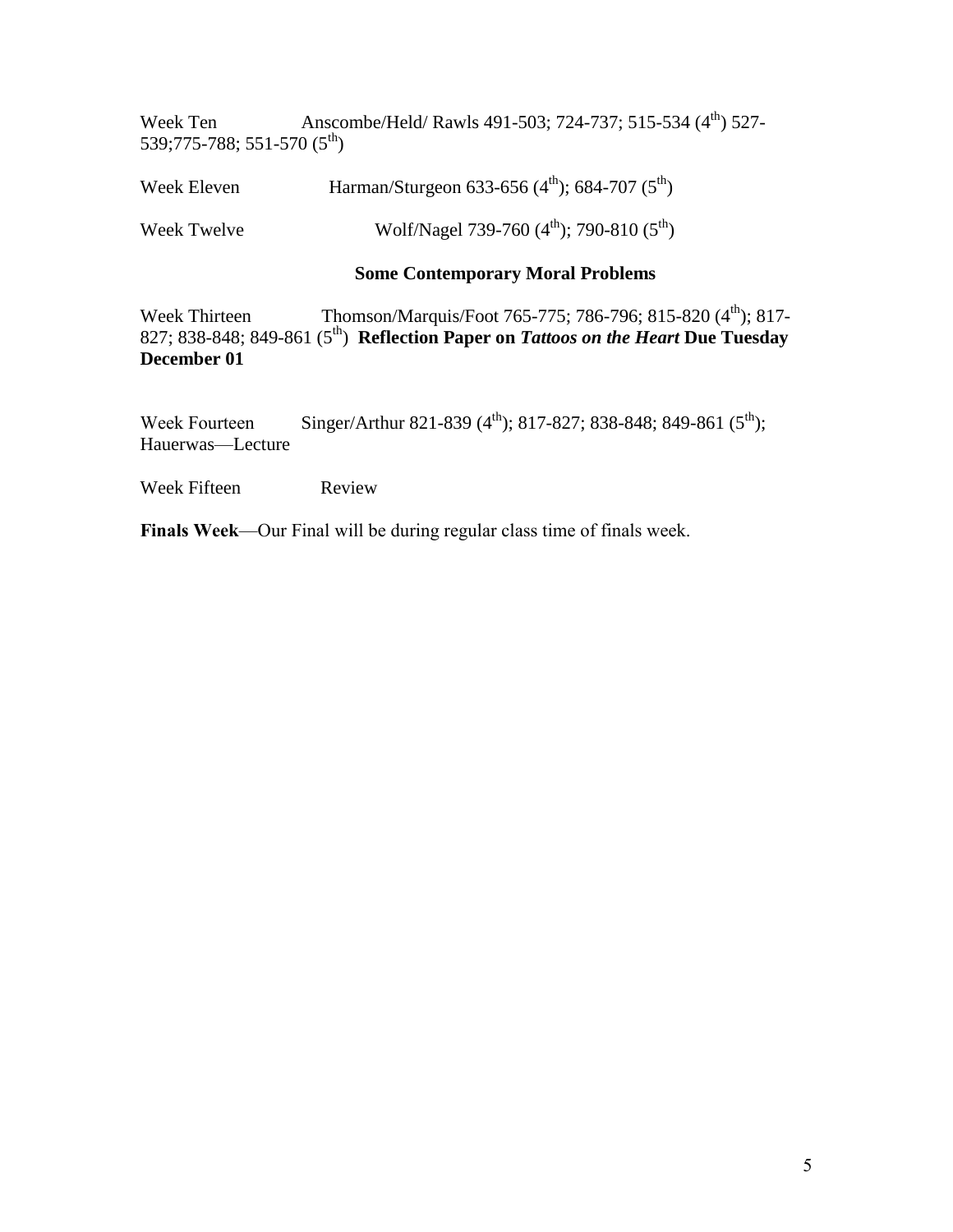Week Ten Anscombe/Held/ Rawls 491-503; 724-737; 515-534 (4th) 527-539;775-788; 551-570 (5th)

Week Eleven Harman/Sturgeon 633-656 (4th); 684-707 (5th)

Week Twelve Wolf/Nagel 739-760 (4th); 790-810 (5th)

**Some Contemporary Moral Problems**

Week Thirteen Thomson/Marquis/Foot 765-775; 786-796; 815-820 (4th); 817-827; 838-848; 849-861 (5th) **Reflection Paper on *Tattoos on the Heart* Due Tuesday December 01**

Week Fourteen Singer/Arthur 821-839 (4th); 817-827; 838-848; 849-861 (5th); Hauerwas—Lecture

Week Fifteen Review

**Finals Week**—Our Final will be during regular class time of finals week.